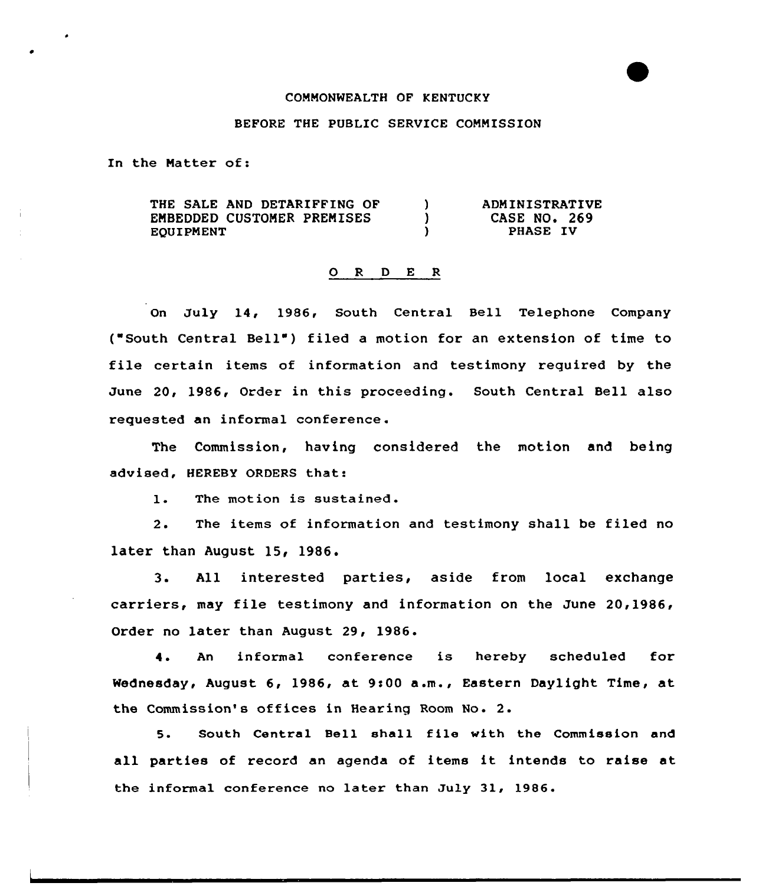COMMONWEALTH OF KENTUCKY

BEFORE THE PUBLIC SERVICE COMMISSION

In the Matter of:

| | | |
|---|---|---|
| THE SALE AND DETARIFFING OF EMBEDDED CUSTOMER PREMISES EQUIPMENT | ) ) ) | ADMINISTRATIVE CASE NO. 269 PHASE IV |

## O R D E R

On July 14, 1986, South Central Bell Telephone Company ("South Central Bell") filed a motion for an extension of time to file certain items of information and testimony required by the June 20, 1986, Order in this proceeding. South Central Bell also requested an informal conference.

The Commission, having considered the motion and being advised, HEREBY ORDERS that:

1. The motion is sustained.

2. The items of information and testimony shall be filed no later than August 15, 1986.

3. All interested parties, aside from local exchange carriers, may file testimony and information on the June 20,1986, Order no later than August 29, 1986.

4. An informal conference is hereby scheduled for Wednesday, August 6, 1986, at 9:00 a.m., Eastern Daylight Time, at the Commission's offices in Hearing Room No. 2.

5. South Central Bell shall file with the Commission and all parties of record an agenda of items it intends to raise at the informal conference no later than July 31, 1986.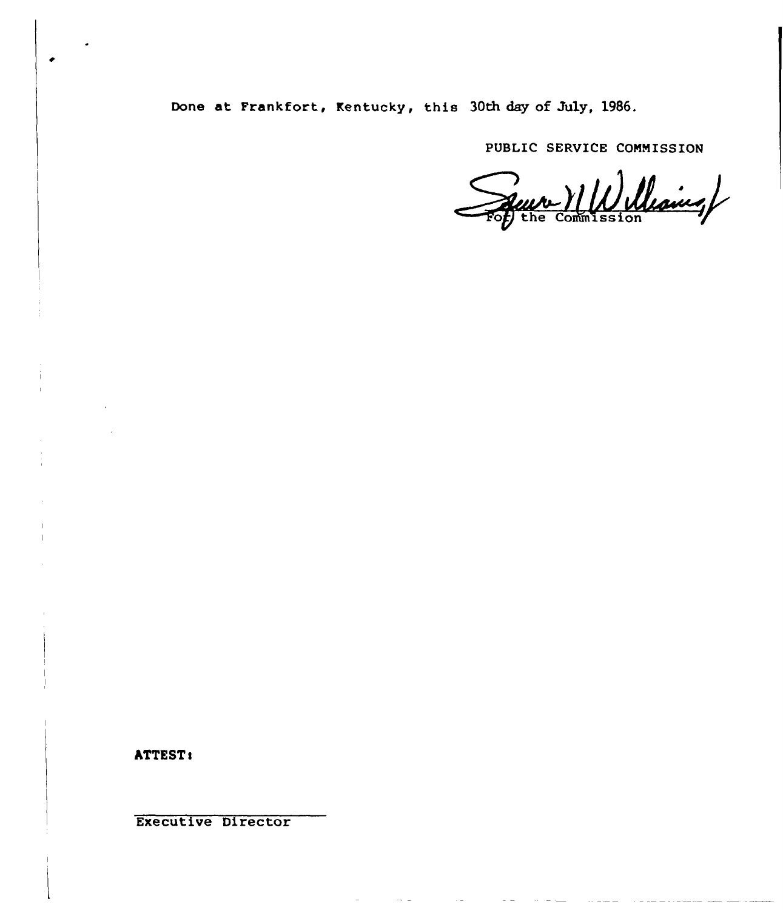Done at Frankfort, Kentucky, this 30th day of July, 1986.

PUBLIC SERVICE COMMISSION

For the Commission

ATTEST:

Executive Director